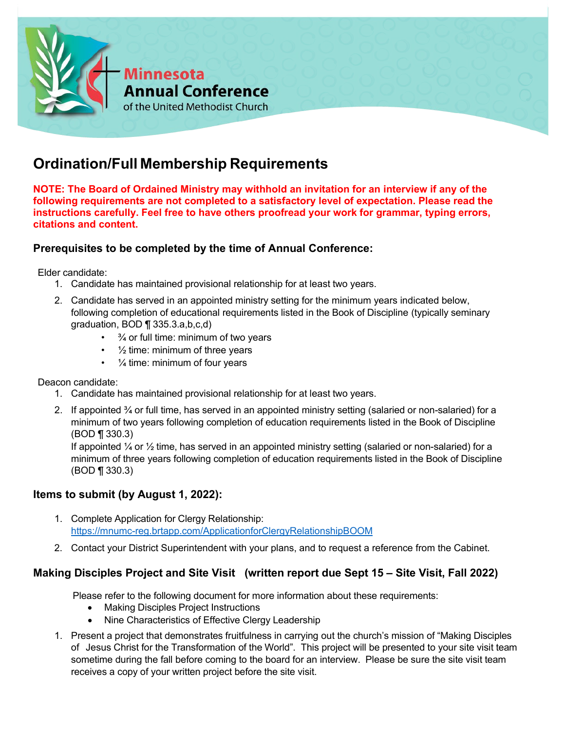Minnesota
Annual Conference
of the United Methodist Church

# Ordination/Full Membership Requirements

**NOTE: The Board of Ordained Ministry may withhold an invitation for an interview if any of the following requirements are not completed to a satisfactory level of expectation. Please read the instructions carefully. Feel free to have others proofread your work for grammar, typing errors, citations and content.**

## Prerequisites to be completed by the time of Annual Conference:

Elder candidate:

1. Candidate has maintained provisional relationship for at least two years.
2. Candidate has served in an appointed ministry setting for the minimum years indicated below, following completion of educational requirements listed in the Book of Discipline (typically seminary graduation, BOD ¶ 335.3.a,b,c,d)
   - ¾ or full time: minimum of two years
   - ½ time: minimum of three years
   - ¼ time: minimum of four years

Deacon candidate:

1. Candidate has maintained provisional relationship for at least two years.
2. If appointed ¾ or full time, has served in an appointed ministry setting (salaried or non-salaried) for a minimum of two years following completion of education requirements listed in the Book of Discipline (BOD ¶ 330.3)
   If appointed ¼ or ½ time, has served in an appointed ministry setting (salaried or non-salaried) for a minimum of three years following completion of education requirements listed in the Book of Discipline (BOD ¶ 330.3)

## Items to submit (by August 1, 2022):

1. Complete Application for Clergy Relationship: https://mnumc-reg.brtapp.com/ApplicationforClergyRelationshipBOOM
2. Contact your District Superintendent with your plans, and to request a reference from the Cabinet.

## Making Disciples Project and Site Visit (written report due Sept 15 – Site Visit, Fall 2022)

Please refer to the following document for more information about these requirements:

- Making Disciples Project Instructions
- Nine Characteristics of Effective Clergy Leadership

1. Present a project that demonstrates fruitfulness in carrying out the church's mission of "Making Disciples of Jesus Christ for the Transformation of the World". This project will be presented to your site visit team sometime during the fall before coming to the board for an interview. Please be sure the site visit team receives a copy of your written project before the site visit.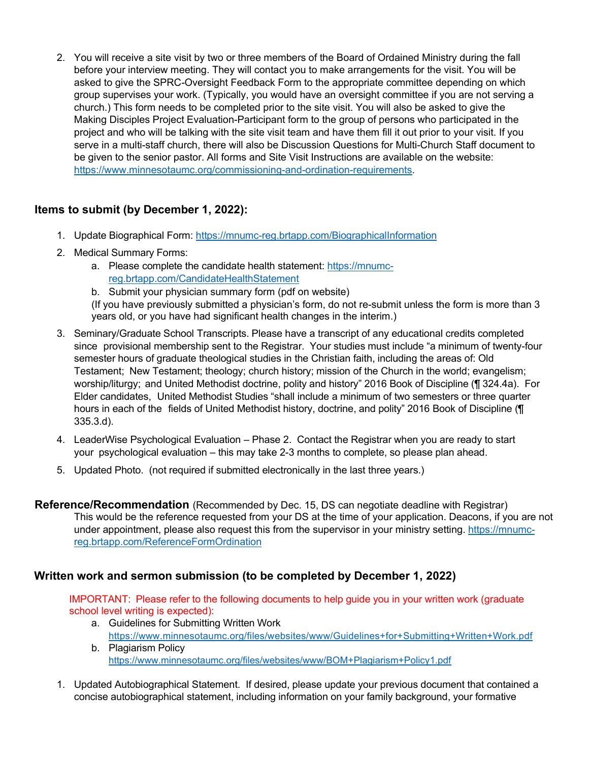2. You will receive a site visit by two or three members of the Board of Ordained Ministry during the fall before your interview meeting. They will contact you to make arrangements for the visit. You will be asked to give the SPRC-Oversight Feedback Form to the appropriate committee depending on which group supervises your work. (Typically, you would have an oversight committee if you are not serving a church.) This form needs to be completed prior to the site visit. You will also be asked to give the Making Disciples Project Evaluation-Participant form to the group of persons who participated in the project and who will be talking with the site visit team and have them fill it out prior to your visit. If you serve in a multi-staff church, there will also be Discussion Questions for Multi-Church Staff document to be given to the senior pastor. All forms and Site Visit Instructions are available on the website: https://www.minnesotaumc.org/commissioning-and-ordination-requirements.

## Items to submit (by December 1, 2022):

1. Update Biographical Form: https://mnumc-reg.brtapp.com/BiographicalInformation
2. Medical Summary Forms:
   a. Please complete the candidate health statement: https://mnumc-reg.brtapp.com/CandidateHealthStatement
   b. Submit your physician summary form (pdf on website)
   (If you have previously submitted a physician's form, do not re-submit unless the form is more than 3 years old, or you have had significant health changes in the interim.)
3. Seminary/Graduate School Transcripts. Please have a transcript of any educational credits completed since provisional membership sent to the Registrar. Your studies must include "a minimum of twenty-four semester hours of graduate theological studies in the Christian faith, including the areas of: Old Testament; New Testament; theology; church history; mission of the Church in the world; evangelism; worship/liturgy; and United Methodist doctrine, polity and history" 2016 Book of Discipline (¶ 324.4a). For Elder candidates, United Methodist Studies "shall include a minimum of two semesters or three quarter hours in each of the fields of United Methodist history, doctrine, and polity" 2016 Book of Discipline (¶ 335.3.d).
4. LeaderWise Psychological Evaluation – Phase 2. Contact the Registrar when you are ready to start your psychological evaluation – this may take 2-3 months to complete, so please plan ahead.
5. Updated Photo. (not required if submitted electronically in the last three years.)

## Reference/Recommendation (Recommended by Dec. 15, DS can negotiate deadline with Registrar)

This would be the reference requested from your DS at the time of your application. Deacons, if you are not under appointment, please also request this from the supervisor in your ministry setting. https://mnumc-reg.brtapp.com/ReferenceFormOrdination

## Written work and sermon submission (to be completed by December 1, 2022)

IMPORTANT: Please refer to the following documents to help guide you in your written work (graduate school level writing is expected):

a. Guidelines for Submitting Written Work
   https://www.minnesotaumc.org/files/websites/www/Guidelines+for+Submitting+Written+Work.pdf
b. Plagiarism Policy
   https://www.minnesotaumc.org/files/websites/www/BOM+Plagiarism+Policy1.pdf

1. Updated Autobiographical Statement. If desired, please update your previous document that contained a concise autobiographical statement, including information on your family background, your formative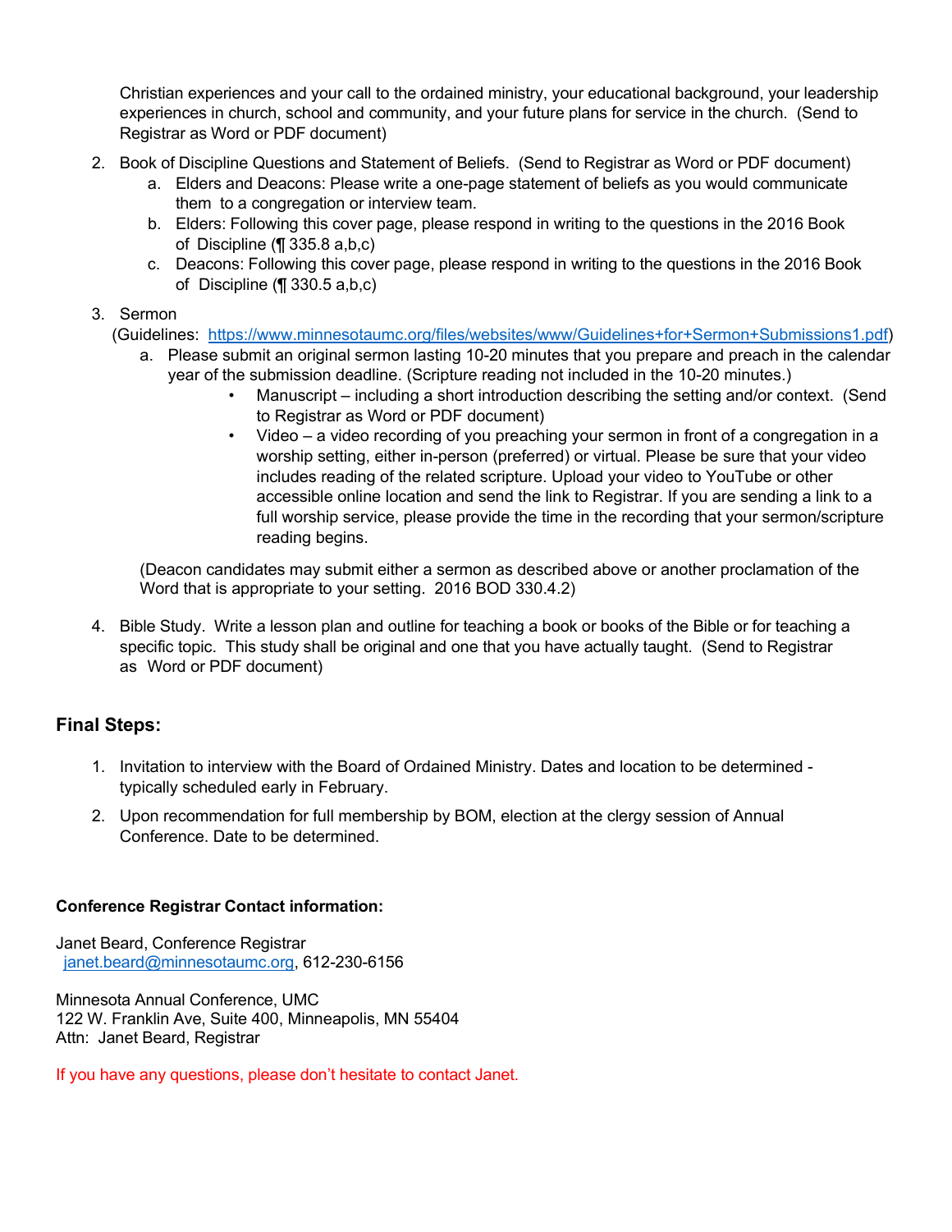Christian experiences and your call to the ordained ministry, your educational background, your leadership experiences in church, school and community, and your future plans for service in the church. (Send to Registrar as Word or PDF document)

2. Book of Discipline Questions and Statement of Beliefs. (Send to Registrar as Word or PDF document)
   a. Elders and Deacons: Please write a one-page statement of beliefs as you would communicate them to a congregation or interview team.
   b. Elders: Following this cover page, please respond in writing to the questions in the 2016 Book of Discipline (¶ 335.8 a,b,c)
   c. Deacons: Following this cover page, please respond in writing to the questions in the 2016 Book of Discipline (¶ 330.5 a,b,c)

3. Sermon
   (Guidelines: https://www.minnesotaumc.org/files/websites/www/Guidelines+for+Sermon+Submissions1.pdf)
   a. Please submit an original sermon lasting 10-20 minutes that you prepare and preach in the calendar year of the submission deadline. (Scripture reading not included in the 10-20 minutes.)
      - Manuscript – including a short introduction describing the setting and/or context. (Send to Registrar as Word or PDF document)
      - Video – a video recording of you preaching your sermon in front of a congregation in a worship setting, either in-person (preferred) or virtual. Please be sure that your video includes reading of the related scripture. Upload your video to YouTube or other accessible online location and send the link to Registrar. If you are sending a link to a full worship service, please provide the time in the recording that your sermon/scripture reading begins.

   (Deacon candidates may submit either a sermon as described above or another proclamation of the Word that is appropriate to your setting. 2016 BOD 330.4.2)

4. Bible Study. Write a lesson plan and outline for teaching a book or books of the Bible or for teaching a specific topic. This study shall be original and one that you have actually taught. (Send to Registrar as Word or PDF document)

## Final Steps:

1. Invitation to interview with the Board of Ordained Ministry. Dates and location to be determined - typically scheduled early in February.
2. Upon recommendation for full membership by BOM, election at the clergy session of Annual Conference. Date to be determined.

**Conference Registrar Contact information:**

Janet Beard, Conference Registrar
janet.beard@minnesotaumc.org, 612-230-6156

Minnesota Annual Conference, UMC
122 W. Franklin Ave, Suite 400, Minneapolis, MN 55404
Attn: Janet Beard, Registrar

If you have any questions, please don't hesitate to contact Janet.